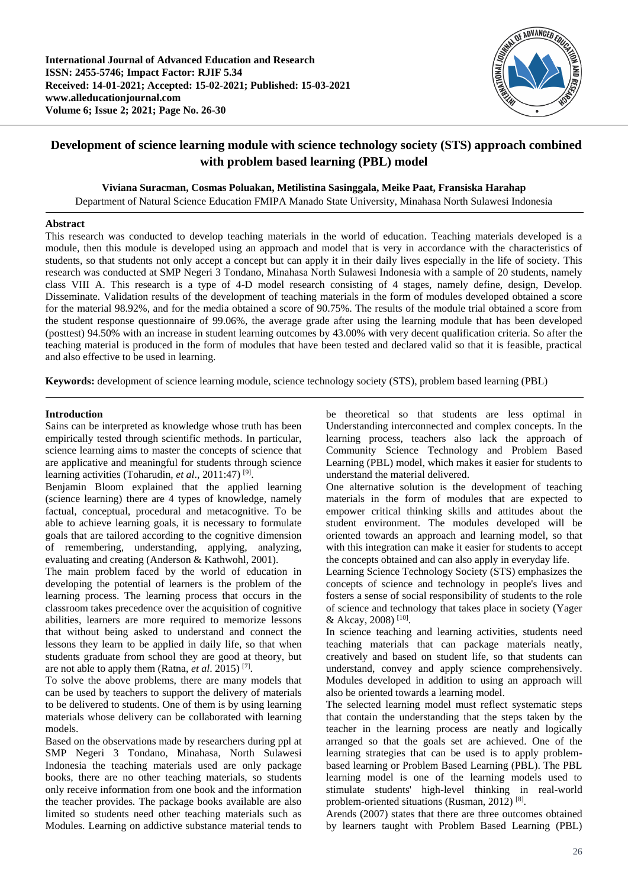# Development of science learning module with science technology society (STS) approach combined with problem based learning (PBL) model

**Viviana Suracman, Cosmas Poluakan, Metilistina Sasinggala, Meike Paat, Fransiska Harahap**

Department of Natural Science Education FMIPA Manado State University, Minahasa North Sulawesi Indonesia

## Abstract

This research was conducted to develop teaching materials in the world of education. Teaching materials developed is a module, then this module is developed using an approach and model that is very in accordance with the characteristics of students, so that students not only accept a concept but can apply it in their daily lives especially in the life of society. This research was conducted at SMP Negeri 3 Tondano, Minahasa North Sulawesi Indonesia with a sample of 20 students, namely class VIII A. This research is a type of 4-D model research consisting of 4 stages, namely define, design, Develop. Disseminate. Validation results of the development of teaching materials in the form of modules developed obtained a score for the material 98.92%, and for the media obtained a score of 90.75%. The results of the module trial obtained a score from the student response questionnaire of 99.06%, the average grade after using the learning module that has been developed (posttest) 94.50% with an increase in student learning outcomes by 43.00% with very decent qualification criteria. So after the teaching material is produced in the form of modules that have been tested and declared valid so that it is feasible, practical and also effective to be used in learning.

**Keywords:** development of science learning module, science technology society (STS), problem based learning (PBL)

## Introduction

Sains can be interpreted as knowledge whose truth has been empirically tested through scientific methods. In particular, science learning aims to master the concepts of science that are applicative and meaningful for students through science learning activities (Toharudin, *et al*., 2011:47) [9].

Benjamin Bloom explained that the applied learning (science learning) there are 4 types of knowledge, namely factual, conceptual, procedural and metacognitive. To be able to achieve learning goals, it is necessary to formulate goals that are tailored according to the cognitive dimension of remembering, understanding, applying, analyzing, evaluating and creating (Anderson & Kathwohl, 2001).

The main problem faced by the world of education in developing the potential of learners is the problem of the learning process. The learning process that occurs in the classroom takes precedence over the acquisition of cognitive abilities, learners are more required to memorize lessons that without being asked to understand and connect the lessons they learn to be applied in daily life, so that when students graduate from school they are good at theory, but are not able to apply them (Ratna, *et al*. 2015) [7].

To solve the above problems, there are many models that can be used by teachers to support the delivery of materials to be delivered to students. One of them is by using learning materials whose delivery can be collaborated with learning models.

Based on the observations made by researchers during ppl at SMP Negeri 3 Tondano, Minahasa, North Sulawesi Indonesia the teaching materials used are only package books, there are no other teaching materials, so students only receive information from one book and the information the teacher provides. The package books available are also limited so students need other teaching materials such as Modules. Learning on addictive substance material tends to be theoretical so that students are less optimal in Understanding interconnected and complex concepts. In the learning process, teachers also lack the approach of Community Science Technology and Problem Based Learning (PBL) model, which makes it easier for students to understand the material delivered.

One alternative solution is the development of teaching materials in the form of modules that are expected to empower critical thinking skills and attitudes about the student environment. The modules developed will be oriented towards an approach and learning model, so that with this integration can make it easier for students to accept the concepts obtained and can also apply in everyday life.

Learning Science Technology Society (STS) emphasizes the concepts of science and technology in people's lives and fosters a sense of social responsibility of students to the role of science and technology that takes place in society (Yager & Akcay, 2008) [10].

In science teaching and learning activities, students need teaching materials that can package materials neatly, creatively and based on student life, so that students can understand, convey and apply science comprehensively. Modules developed in addition to using an approach will also be oriented towards a learning model.

The selected learning model must reflect systematic steps that contain the understanding that the steps taken by the teacher in the learning process are neatly and logically arranged so that the goals set are achieved. One of the learning strategies that can be used is to apply problem-based learning or Problem Based Learning (PBL). The PBL learning model is one of the learning models used to stimulate students' high-level thinking in real-world problem-oriented situations (Rusman, 2012) [8].

Arends (2007) states that there are three outcomes obtained by learners taught with Problem Based Learning (PBL)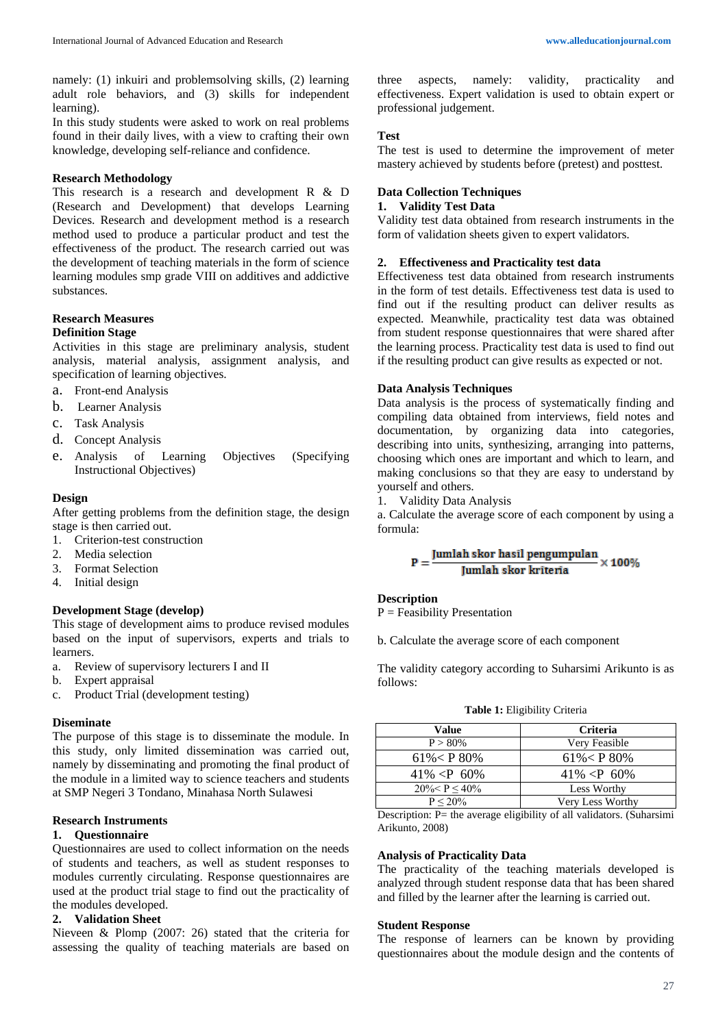namely: (1) inkuiri and problemsolving skills, (2) learning adult role behaviors, and (3) skills for independent learning).

In this study students were asked to work on real problems found in their daily lives, with a view to crafting their own knowledge, developing self-reliance and confidence.

**Research Methodology**

This research is a research and development R & D (Research and Development) that develops Learning Devices. Research and development method is a research method used to produce a particular product and test the effectiveness of the product. The research carried out was the development of teaching materials in the form of science learning modules smp grade VIII on additives and addictive substances.

**Research Measures**

**Definition Stage**

Activities in this stage are preliminary analysis, student analysis, material analysis, assignment analysis, and specification of learning objectives.

a. Front-end Analysis
b. Learner Analysis
c. Task Analysis
d. Concept Analysis
e. Analysis of Learning Objectives (Specifying Instructional Objectives)

**Design**

After getting problems from the definition stage, the design stage is then carried out.

1. Criterion-test construction
2. Media selection
3. Format Selection
4. Initial design

**Development Stage (develop)**

This stage of development aims to produce revised modules based on the input of supervisors, experts and trials to learners.

a. Review of supervisory lecturers I and II
b. Expert appraisal
c. Product Trial (development testing)

**Diseminate**

The purpose of this stage is to disseminate the module. In this study, only limited dissemination was carried out, namely by disseminating and promoting the final product of the module in a limited way to science teachers and students at SMP Negeri 3 Tondano, Minahasa North Sulawesi

**Research Instruments**

**1. Questionnaire**

Questionnaires are used to collect information on the needs of students and teachers, as well as student responses to modules currently circulating. Response questionnaires are used at the product trial stage to find out the practicality of the modules developed.

**2. Validation Sheet**

Nieveen & Plomp (2007: 26) stated that the criteria for assessing the quality of teaching materials are based on three aspects, namely: validity, practicality and effectiveness. Expert validation is used to obtain expert or professional judgement.

**Test**

The test is used to determine the improvement of meter mastery achieved by students before (pretest) and posttest.

**Data Collection Techniques**

**1. Validity Test Data**

Validity test data obtained from research instruments in the form of validation sheets given to expert validators.

**2. Effectiveness and Practicality test data**

Effectiveness test data obtained from research instruments in the form of test details. Effectiveness test data is used to find out if the resulting product can deliver results as expected. Meanwhile, practicality test data was obtained from student response questionnaires that were shared after the learning process. Practicality test data is used to find out if the resulting product can give results as expected or not.

**Data Analysis Techniques**

Data analysis is the process of systematically finding and compiling data obtained from interviews, field notes and documentation, by organizing data into categories, describing into units, synthesizing, arranging into patterns, choosing which ones are important and which to learn, and making conclusions so that they are easy to understand by yourself and others.

1. Validity Data Analysis

a. Calculate the average score of each component by using a formula:

$$P = \frac{\text{Jumlah skor hasil pengumpulan}}{\text{Jumlah skor kriteria}} \times 100\%$$

**Description**

P = Feasibility Presentation

b. Calculate the average score of each component

The validity category according to Suharsimi Arikunto is as follows:

**Table 1:** Eligibility Criteria

| Value | Criteria |
|---|---|
| P > 80% | Very Feasible |
| 61%< P 80% | 61%< P 80% |
| 41% <P 60% | 41% <P 60% |
| 20%< P ≤ 40% | Less Worthy |
| P ≤ 20% | Very Less Worthy |

Description: P= the average eligibility of all validators. (Suharsimi Arikunto, 2008)

**Analysis of Practicality Data**

The practicality of the teaching materials developed is analyzed through student response data that has been shared and filled by the learner after the learning is carried out.

**Student Response**

The response of learners can be known by providing questionnaires about the module design and the contents of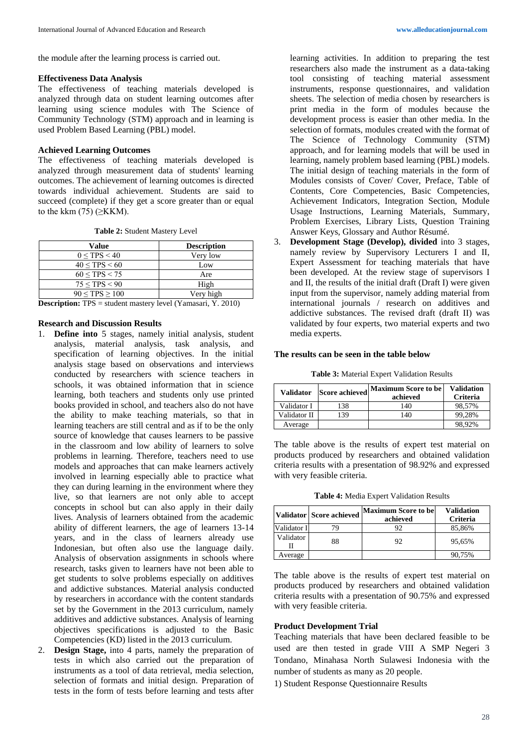the module after the learning process is carried out.

### Effectiveness Data Analysis

The effectiveness of teaching materials developed is analyzed through data on student learning outcomes after learning using science modules with The Science of Community Technology (STM) approach and in learning is used Problem Based Learning (PBL) model.

### Achieved Learning Outcomes

The effectiveness of teaching materials developed is analyzed through measurement data of students' learning outcomes. The achievement of learning outcomes is directed towards individual achievement. Students are said to succeed (complete) if they get a score greater than or equal to the kkm (75) (≥KKM).

**Table 2:** Student Mastery Level

| Value | Description |
|---|---|
| 0 ≤ TPS < 40 | Very low |
| 40 ≤ TPS < 60 | Low |
| 60 ≤ TPS < 75 | Are |
| 75 ≤ TPS < 90 | High |
| 90 ≤ TPS ≥ 100 | Very high |

**Description:** TPS = student mastery level (Yamasari, Y. 2010)

### Research and Discussion Results

1. **Define into** 5 stages, namely initial analysis, student analysis, material analysis, task analysis, and specification of learning objectives. In the initial analysis stage based on observations and interviews conducted by researchers with science teachers in schools, it was obtained information that in science learning, both teachers and students only use printed books provided in school, and teachers also do not have the ability to make teaching materials, so that in learning teachers are still central and as if to be the only source of knowledge that causes learners to be passive in the classroom and low ability of learners to solve problems in learning. Therefore, teachers need to use models and approaches that can make learners actively involved in learning especially able to practice what they can during learning in the environment where they live, so that learners are not only able to accept concepts in school but can also apply in their daily lives. Analysis of learners obtained from the academic ability of different learners, the age of learners 13-14 years, and in the class of learners already use Indonesian, but often also use the language daily. Analysis of observation assignments in schools where research, tasks given to learners have not been able to get students to solve problems especially on additives and addictive substances. Material analysis conducted by researchers in accordance with the content standards set by the Government in the 2013 curriculum, namely additives and addictive substances. Analysis of learning objectives specifications is adjusted to the Basic Competencies (KD) listed in the 2013 curriculum.
2. **Design Stage,** into 4 parts, namely the preparation of tests in which also carried out the preparation of instruments as a tool of data retrieval, media selection, selection of formats and initial design. Preparation of tests in the form of tests before learning and tests after learning activities. In addition to preparing the test researchers also made the instrument as a data-taking tool consisting of teaching material assessment instruments, response questionnaires, and validation sheets. The selection of media chosen by researchers is print media in the form of modules because the development process is easier than other media. In the selection of formats, modules created with the format of The Science of Technology Community (STM) approach, and for learning models that will be used in learning, namely problem based learning (PBL) models. The initial design of teaching materials in the form of Modules consists of Cover/ Cover, Preface, Table of Contents, Core Competencies, Basic Competencies, Achievement Indicators, Integration Section, Module Usage Instructions, Learning Materials, Summary, Problem Exercises, Library Lists, Question Training Answer Keys, Glossary and Author Résumé.
3. **Development Stage (Develop), divided** into 3 stages, namely review by Supervisory Lecturers I and II, Expert Assessment for teaching materials that have been developed. At the review stage of supervisors I and II, the results of the initial draft (Draft I) were given input from the supervisor, namely adding material from international journals / research on additives and addictive substances. The revised draft (draft II) was validated by four experts, two material experts and two media experts.

**The results can be seen in the table below**

**Table 3:** Material Expert Validation Results

| Validator | Score achieved | Maximum Score to be achieved | Validation Criteria |
|---|---|---|---|
| Validator I | 138 | 140 | 98,57% |
| Validator II | 139 | 140 | 99,28% |
| Average | | | 98,92% |

The table above is the results of expert test material on products produced by researchers and obtained validation criteria results with a presentation of 98.92% and expressed with very feasible criteria.

**Table 4:** Media Expert Validation Results

| Validator | Score achieved | Maximum Score to be achieved | Validation Criteria |
|---|---|---|---|
| Validator I | 79 | 92 | 85,86% |
| Validator II | 88 | 92 | 95,65% |
| Average | | | 90,75% |

The table above is the results of expert test material on products produced by researchers and obtained validation criteria results with a presentation of 90.75% and expressed with very feasible criteria.

### Product Development Trial

Teaching materials that have been declared feasible to be used are then tested in grade VIII A SMP Negeri 3 Tondano, Minahasa North Sulawesi Indonesia with the number of students as many as 20 people.

1) Student Response Questionnaire Results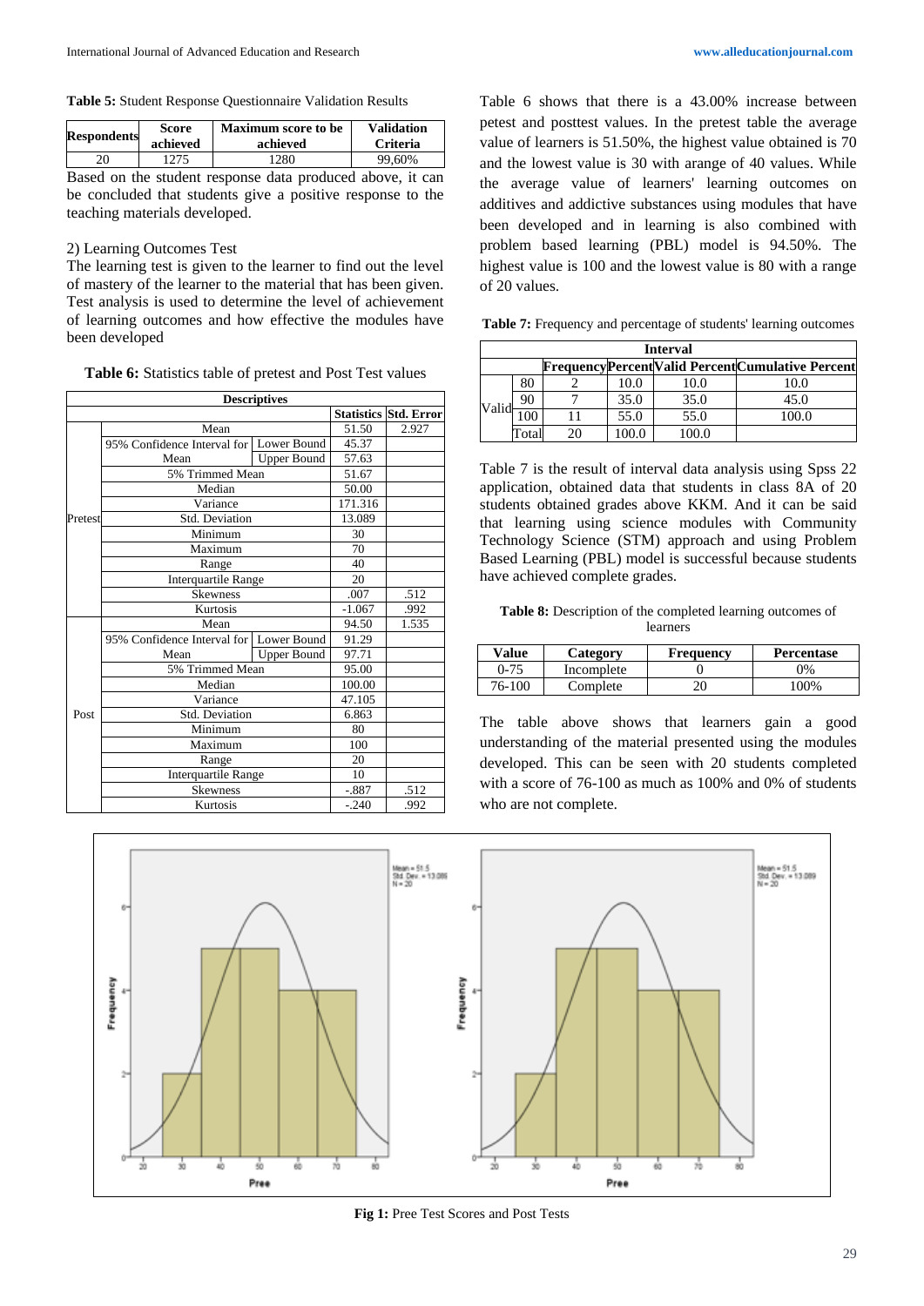**Table 5:** Student Response Questionnaire Validation Results

| Respondents | Score achieved | Maximum score to be achieved | Validation Criteria |
|---|---|---|---|
| 20 | 1275 | 1280 | 99,60% |

Based on the student response data produced above, it can be concluded that students give a positive response to the teaching materials developed.

2) Learning Outcomes Test

The learning test is given to the learner to find out the level of mastery of the learner to the material that has been given. Test analysis is used to determine the level of achievement of learning outcomes and how effective the modules have been developed

**Table 6:** Statistics table of pretest and Post Test values

| Descriptives | | | | |
|---|---|---|---|---|
| | | | Statistics | Std. Error |
| Pretest | Mean | | 51.50 | 2.927 |
| | 95% Confidence Interval for Mean | Lower Bound | 45.37 | |
| | | Upper Bound | 57.63 | |
| | 5% Trimmed Mean | | 51.67 | |
| | Median | | 50.00 | |
| | Variance | | 171.316 | |
| | Std. Deviation | | 13.089 | |
| | Minimum | | 30 | |
| | Maximum | | 70 | |
| | Range | | 40 | |
| | Interquartile Range | | 20 | |
| | Skewness | | .007 | .512 |
| | Kurtosis | | -1.067 | .992 |
| Post | Mean | | 94.50 | 1.535 |
| | 95% Confidence Interval for Mean | Lower Bound | 91.29 | |
| | | Upper Bound | 97.71 | |
| | 5% Trimmed Mean | | 95.00 | |
| | Median | | 100.00 | |
| | Variance | | 47.105 | |
| | Std. Deviation | | 6.863 | |
| | Minimum | | 80 | |
| | Maximum | | 100 | |
| | Range | | 20 | |
| | Interquartile Range | | 10 | |
| | Skewness | | -.887 | .512 |
| | Kurtosis | | -.240 | .992 |

Table 6 shows that there is a 43.00% increase between petest and posttest values. In the pretest table the average value of learners is 51.50%, the highest value obtained is 70 and the lowest value is 30 with arange of 40 values. While the average value of learners' learning outcomes on additives and addictive substances using modules that have been developed and in learning is also combined with problem based learning (PBL) model is 94.50%. The highest value is 100 and the lowest value is 80 with a range of 20 values.

**Table 7:** Frequency and percentage of students' learning outcomes

| Interval | | | | | |
|---|---|---|---|---|---|
| | | Frequency | Percent | Valid Percent | Cumulative Percent |
| Valid | 80 | 2 | 10.0 | 10.0 | 10.0 |
| | 90 | 7 | 35.0 | 35.0 | 45.0 |
| | 100 | 11 | 55.0 | 55.0 | 100.0 |
| | Total | 20 | 100.0 | 100.0 | |

Table 7 is the result of interval data analysis using Spss 22 application, obtained data that students in class 8A of 20 students obtained grades above KKM. And it can be said that learning using science modules with Community Technology Science (STM) approach and using Problem Based Learning (PBL) model is successful because students have achieved complete grades.

**Table 8:** Description of the completed learning outcomes of learners

| Value | Category | Frequency | Percentase |
|---|---|---|---|
| 0-75 | Incomplete | 0 | 0% |
| 76-100 | Complete | 20 | 100% |

The table above shows that learners gain a good understanding of the material presented using the modules developed. This can be seen with 20 students completed with a score of 76-100 as much as 100% and 0% of students who are not complete.

**Fig 1:** Pree Test Scores and Post Tests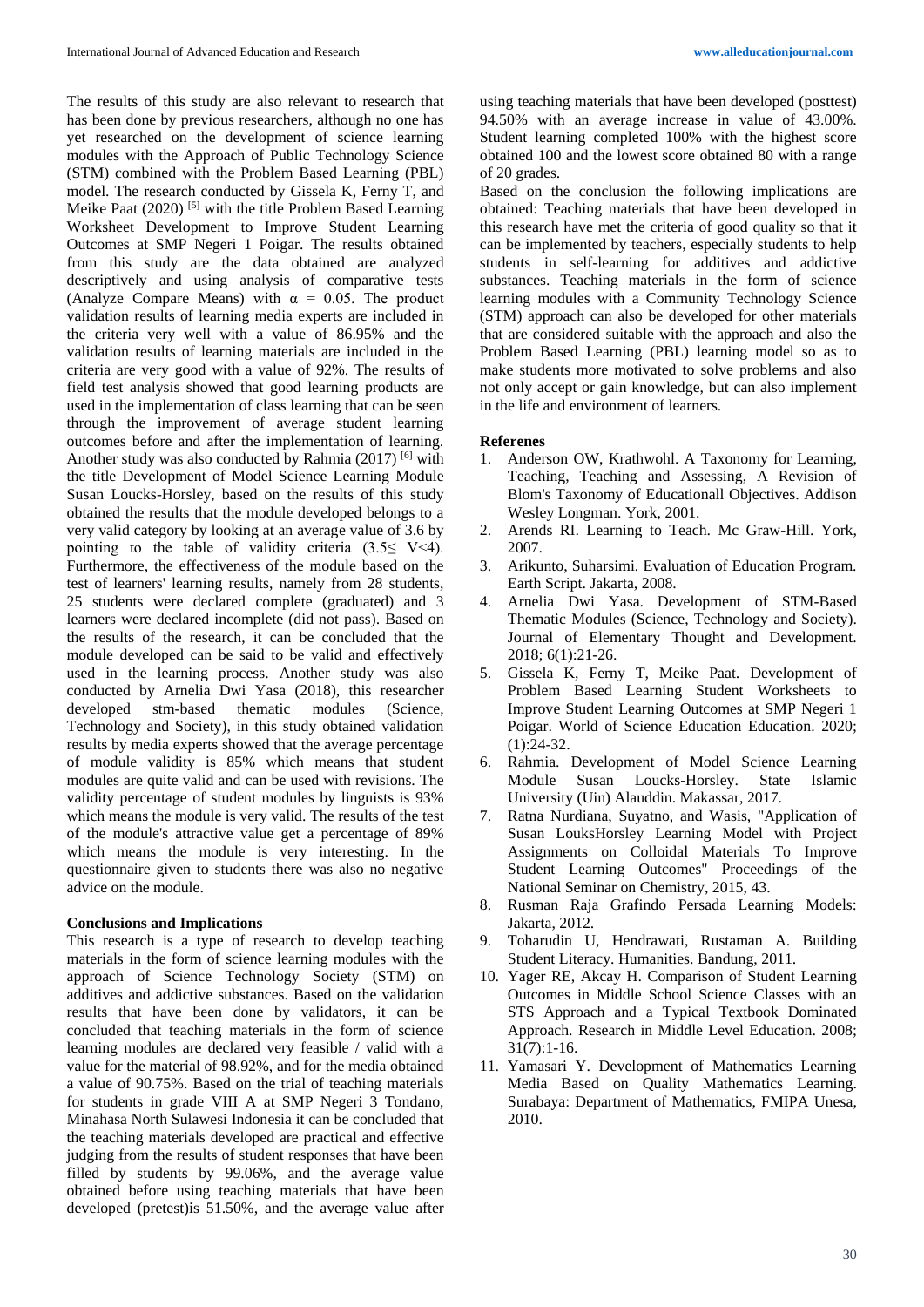The results of this study are also relevant to research that has been done by previous researchers, although no one has yet researched on the development of science learning modules with the Approach of Public Technology Science (STM) combined with the Problem Based Technology (PBL) model. The research conducted by Gissela K, Ferny T, and Meike Paat (2020) [5] with the title Problem Based Learning Worksheet Development to Improve Student Learning Outcomes at SMP Negeri 1 Poigar. The results obtained from this study are the data obtained are analyzed descriptively and using analysis of comparative tests (Analyze Compare Means) with $\alpha = 0.05$. The product validation results of learning media experts are included in the criteria very well with a value of 86.95% and the validation results of learning materials are included in the criteria are very good with a value of 92%. The results of field test analysis showed that good learning products are used in the implementation of class learning that can be seen through the improvement of average student learning outcomes before and after the implementation of learning. Another study was also conducted by Rahmia (2017) [6] with the title Development of Model Science Learning Module Susan Loucks-Horsley, based on the results of this study obtained the results that the module developed belongs to a very valid category by looking at an average value of 3.6 by pointing to the table of validity criteria ($3.5 \leq V < 4$). Furthermore, the effectiveness of the module based on the test of learners' learning results, namely from 28 students, 25 students were declared complete (graduated) and 3 learners were declared incomplete (did not pass). Based on the results of the research, it can be concluded that the module developed can be said to be valid and effectively used in the learning process. Another study was also conducted by Arnelia Dwi Yasa (2018), this researcher developed stm-based thematic modules (Science, Technology and Society), in this study obtained validation results by media experts showed that the average percentage of module validity is 85% which means that student modules are quite valid and can be used with revisions. The validity percentage of student modules by linguists is 93% which means the module is very valid. The results of the test of the module's attractive value get a percentage of 89% which means the module is very interesting. In the questionnaire given to students there was also no negative advice on the module.

## Conclusions and Implications

This research is a type of research to develop teaching materials in the form of science learning modules with the approach of Science Technology Society (STM) on additives and addictive substances. Based on the validation results that have been done by validators, it can be concluded that teaching materials in the form of science learning modules are declared very feasible / valid with a value for the material of 98.92%, and for the media obtained a value of 90.75%. Based on the trial of teaching materials for students in grade VIII A at SMP Negeri 3 Tondano, Minahasa North Sulawesi Indonesia it can be concluded that the teaching materials developed are practical and effective judging from the results of student responses that have been filled by students by 99.06%, and the average value obtained before using teaching materials that have been developed (pretest)is 51.50%, and the average value after using teaching materials that have been developed (posttest) 94.50% with an average increase in value of 43.00%. Student learning completed 100% with the highest score obtained 100 and the lowest score obtained 80 with a range of 20 grades.

Based on the conclusion the following implications are obtained: Teaching materials that have been developed in this research have met the criteria of good quality so that it can be implemented by teachers, especially students to help students in self-learning for additives and addictive substances. Teaching materials in the form of science learning modules with a Community Technology Science (STM) approach can also be developed for other materials that are considered suitable with the approach and also the Problem Based Learning (PBL) learning model so as to make students more motivated to solve problems and also not only accept or gain knowledge, but can also implement in the life and environment of learners.

## Referenes

1. Anderson OW, Krathwohl. A Taxonomy for Learning, Teaching, Teaching and Assessing, A Revision of Blom's Taxonomy of Educationall Objectives. Addison Wesley Longman. York, 2001.
2. Arends RI. Learning to Teach. Mc Graw-Hill. York, 2007.
3. Arikunto, Suharsimi. Evaluation of Education Program. Earth Script. Jakarta, 2008.
4. Arnelia Dwi Yasa. Development of STM-Based Thematic Modules (Science, Technology and Society). Journal of Elementary Thought and Development. 2018; 6(1):21-26.
5. Gissela K, Ferny T, Meike Paat. Development of Problem Based Learning Student Worksheets to Improve Student Learning Outcomes at SMP Negeri 1 Poigar. World of Science Education Education. 2020; (1):24-32.
6. Rahmia. Development of Model Science Learning Module Susan Loucks-Horsley. State Islamic University (Uin) Alauddin. Makassar, 2017.
7. Ratna Nurdiana, Suyatno, and Wasis, "Application of Susan LouksHorsley Learning Model with Project Assignments on Colloidal Materials To Improve Student Learning Outcomes" Proceedings of the National Seminar on Chemistry, 2015, 43.
8. Rusman Raja Grafindo Persada Learning Models: Jakarta, 2012.
9. Toharudin U, Hendrawati, Rustaman A. Building Student Literacy. Humanities. Bandung, 2011.
10. Yager RE, Akcay H. Comparison of Student Learning Outcomes in Middle School Science Classes with an STS Approach and a Typical Textbook Dominated Approach. Research in Middle Level Education. 2008; 31(7):1-16.
11. Yamasari Y. Development of Mathematics Learning Media Based on Quality Mathematics Learning. Surabaya: Department of Mathematics, FMIPA Unesa, 2010.